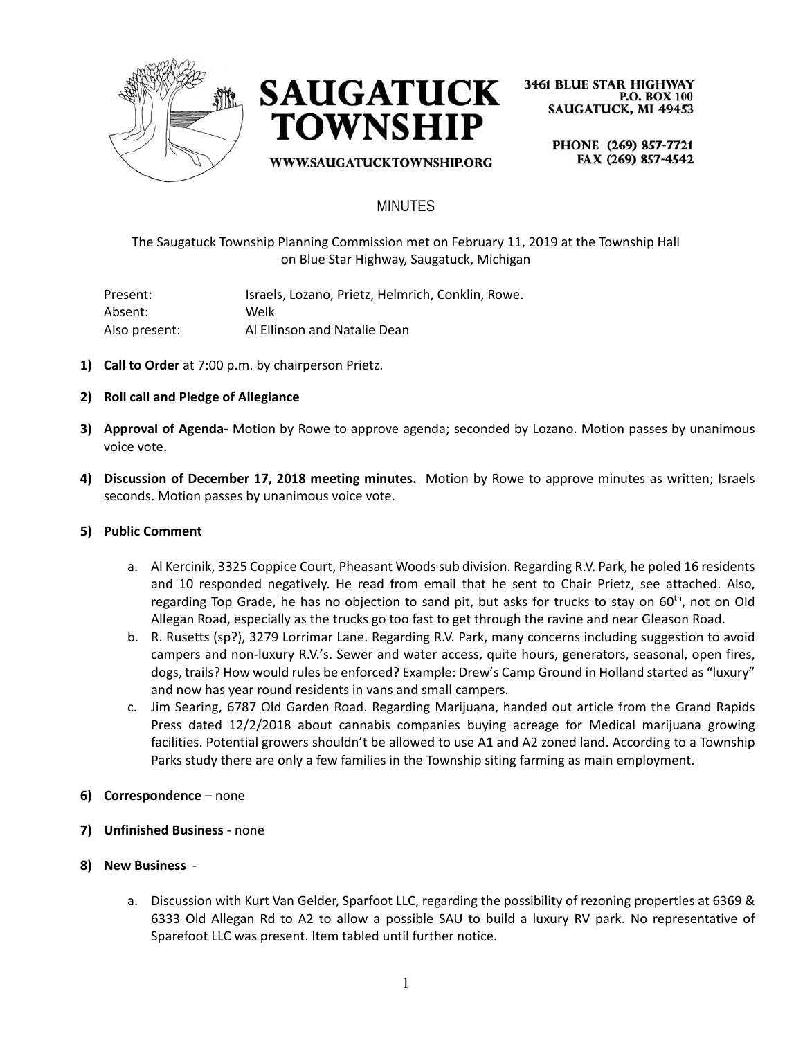# SAUGATUCK TOWNSHIP

WWW.SAUGATUCKTOWNSHIP.ORG

3461 BLUE STAR HIGHWAY
P.O. BOX 100
SAUGATUCK, MI 49453

PHONE (269) 857-7721
FAX (269) 857-4542

## MINUTES

The Saugatuck Township Planning Commission met on February 11, 2019 at the Township Hall on Blue Star Highway, Saugatuck, Michigan

| | |
|---|---|
| Present: | Israels, Lozano, Prietz, Helmrich, Conklin, Rowe. |
| Absent: | Welk |
| Also present: | Al Ellinson and Natalie Dean |

1) **Call to Order** at 7:00 p.m. by chairperson Prietz.

2) **Roll call and Pledge of Allegiance**

3) **Approval of Agenda-** Motion by Rowe to approve agenda; seconded by Lozano. Motion passes by unanimous voice vote.

4) **Discussion of December 17, 2018 meeting minutes.** Motion by Rowe to approve minutes as written; Israels seconds. Motion passes by unanimous voice vote.

5) **Public Comment**

   a. Al Kercinik, 3325 Coppice Court, Pheasant Woods sub division. Regarding R.V. Park, he poled 16 residents and 10 responded negatively. He read from email that he sent to Chair Prietz, see attached. Also, regarding Top Grade, he has no objection to sand pit, but asks for trucks to stay on 60th, not on Old Allegan Road, especially as the trucks go too fast to get through the ravine and near Gleason Road.

   b. R. Rusetts (sp?), 3279 Lorrimar Lane. Regarding R.V. Park, many concerns including suggestion to avoid campers and non-luxury R.V.'s. Sewer and water access, quite hours, generators, seasonal, open fires, dogs, trails? How would rules be enforced? Example: Drew's Camp Ground in Holland started as "luxury" and now has year round residents in vans and small campers.

   c. Jim Searing, 6787 Old Garden Road. Regarding Marijuana, handed out article from the Grand Rapids Press dated 12/2/2018 about cannabis companies buying acreage for Medical marijuana growing facilities. Potential growers shouldn't be allowed to use A1 and A2 zoned land. According to a Township Parks study there are only a few families in the Township siting farming as main employment.

6) **Correspondence** – none

7) **Unfinished Business** - none

8) **New Business** -

   a. Discussion with Kurt Van Gelder, Sparfoot LLC, regarding the possibility of rezoning properties at 6369 & 6333 Old Allegan Rd to A2 to allow a possible SAU to build a luxury RV park. No representative of Sparefoot LLC was present. Item tabled until further notice.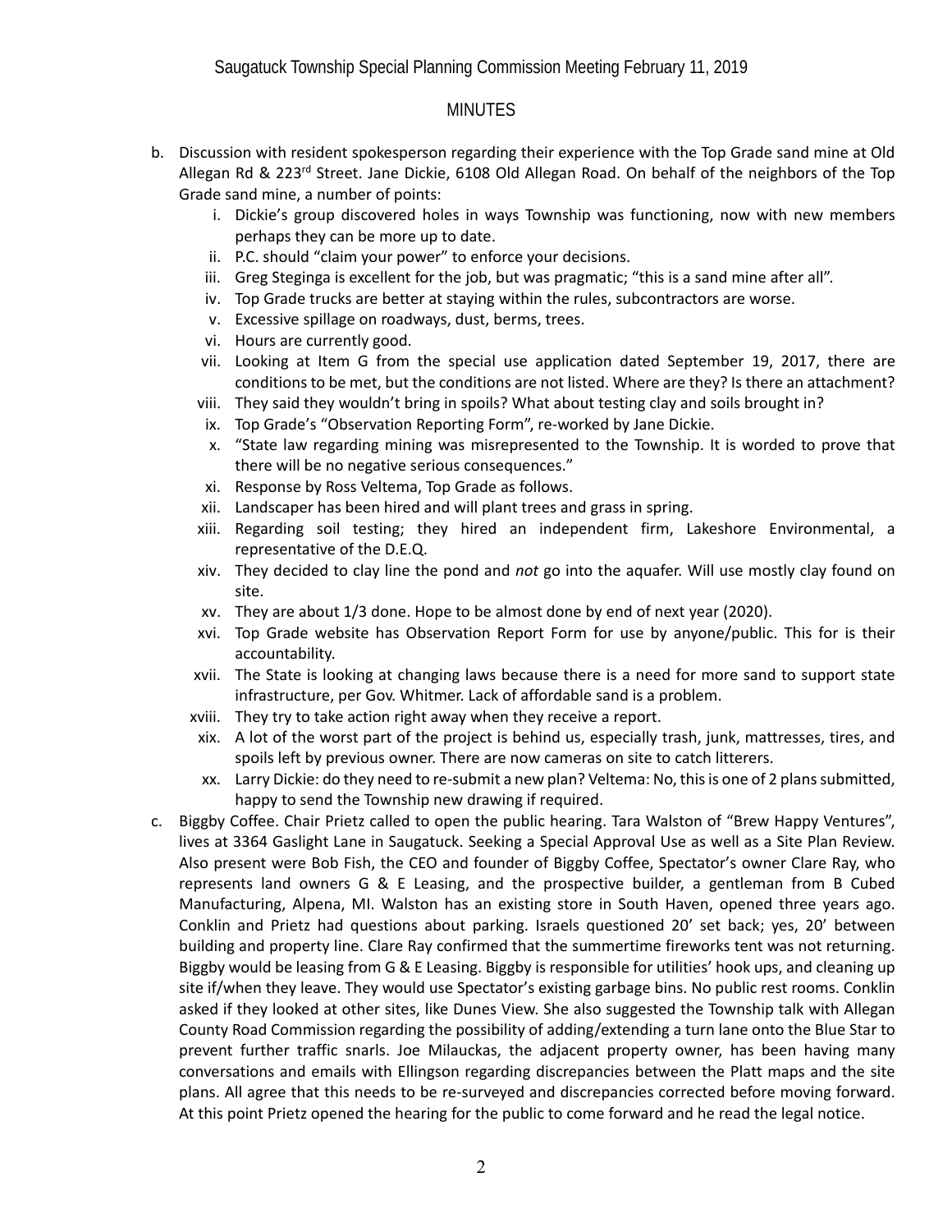Saugatuck Township Special Planning Commission Meeting February 11, 2019

MINUTES

b. Discussion with resident spokesperson regarding their experience with the Top Grade sand mine at Old Allegan Rd & 223rd Street. Jane Dickie, 6108 Old Allegan Road. On behalf of the neighbors of the Top Grade sand mine, a number of points:
    i. Dickie's group discovered holes in ways Township was functioning, now with new members perhaps they can be more up to date.
    ii. P.C. should "claim your power" to enforce your decisions.
    iii. Greg Steginga is excellent for the job, but was pragmatic; "this is a sand mine after all".
    iv. Top Grade trucks are better at staying within the rules, subcontractors are worse.
    v. Excessive spillage on roadways, dust, berms, trees.
    vi. Hours are currently good.
    vii. Looking at Item G from the special use application dated September 19, 2017, there are conditions to be met, but the conditions are not listed. Where are they? Is there an attachment?
    viii. They said they wouldn't bring in spoils? What about testing clay and soils brought in?
    ix. Top Grade's "Observation Reporting Form", re-worked by Jane Dickie.
    x. "State law regarding mining was misrepresented to the Township. It is worded to prove that there will be no negative serious consequences."
    xi. Response by Ross Veltema, Top Grade as follows.
    xii. Landscaper has been hired and will plant trees and grass in spring.
    xiii. Regarding soil testing; they hired an independent firm, Lakeshore Environmental, a representative of the D.E.Q.
    xiv. They decided to clay line the pond and *not* go into the aquafer. Will use mostly clay found on site.
    xv. They are about 1/3 done. Hope to be almost done by end of next year (2020).
    xvi. Top Grade website has Observation Report Form for use by anyone/public. This for is their accountability.
    xvii. The State is looking at changing laws because there is a need for more sand to support state infrastructure, per Gov. Whitmer. Lack of affordable sand is a problem.
    xviii. They try to take action right away when they receive a report.
    xix. A lot of the worst part of the project is behind us, especially trash, junk, mattresses, tires, and spoils left by previous owner. There are now cameras on site to catch litterers.
    xx. Larry Dickie: do they need to re-submit a new plan? Veltema: No, this is one of 2 plans submitted, happy to send the Township new drawing if required.

c. Biggby Coffee. Chair Prietz called to open the public hearing. Tara Walston of "Brew Happy Ventures", lives at 3364 Gaslight Lane in Saugatuck. Seeking a Special Approval Use as well as a Site Plan Review. Also present were Bob Fish, the CEO and founder of Biggby Coffee, Spectator's owner Clare Ray, who represents land owners G & E Leasing, and the prospective builder, a gentleman from B Cubed Manufacturing, Alpena, MI. Walston has an existing store in South Haven, opened three years ago. Conklin and Prietz had questions about parking. Israels questioned 20' set back; yes, 20' between building and property line. Clare Ray confirmed that the summertime fireworks tent was not returning. Biggby would be leasing from G & E Leasing. Biggby is responsible for utilities' hook ups, and cleaning up site if/when they leave. They would use Spectator's existing garbage bins. No public rest rooms. Conklin asked if they looked at other sites, like Dunes View. She also suggested the Township talk with Allegan County Road Commission regarding the possibility of adding/extending a turn lane onto the Blue Star to prevent further traffic snarls. Joe Milauckas, the adjacent property owner, has been having many conversations and emails with Ellingson regarding discrepancies between the Platt maps and the site plans. All agree that this needs to be re-surveyed and discrepancies corrected before moving forward. At this point Prietz opened the hearing for the public to come forward and he read the legal notice.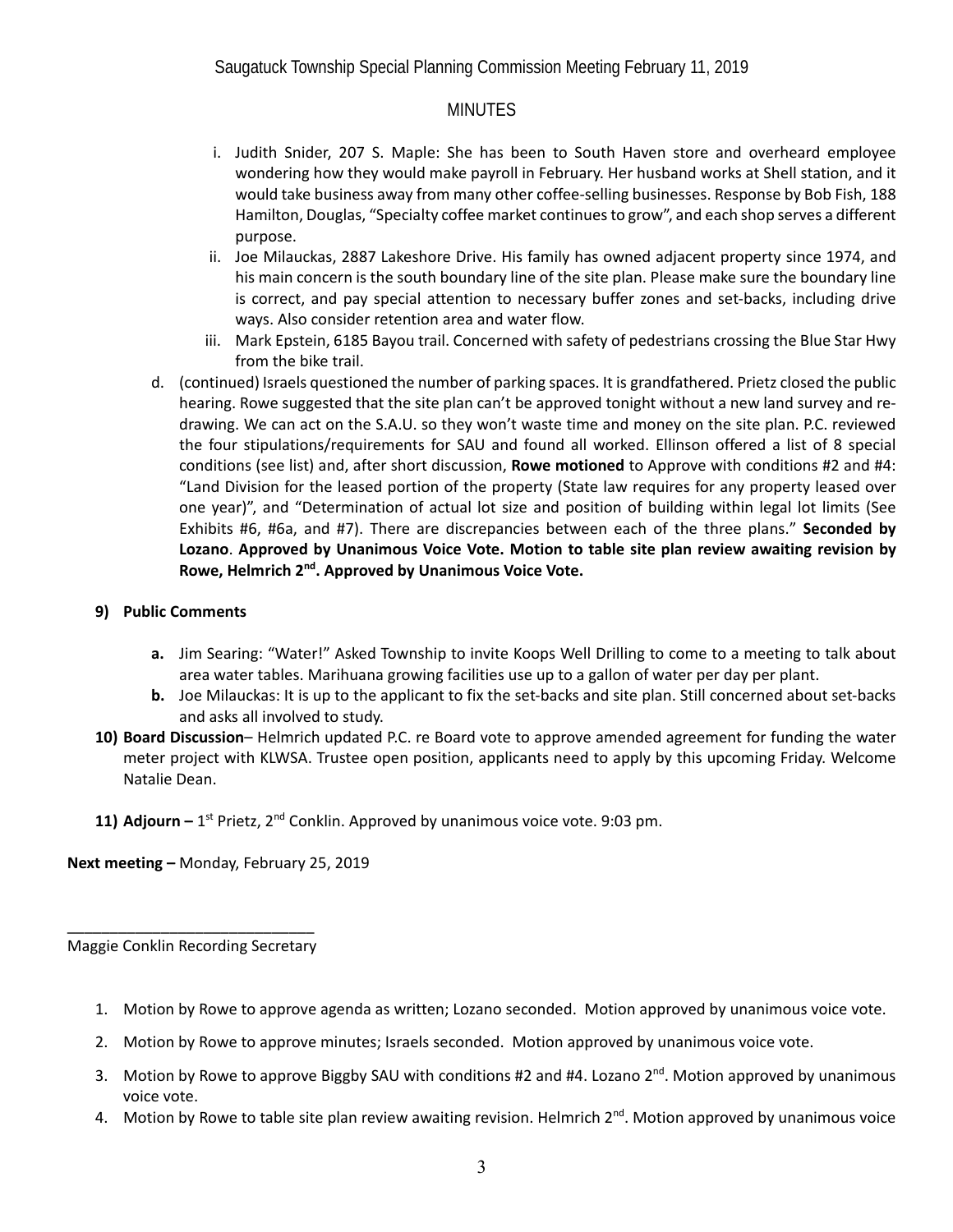## MINUTES

i. Judith Snider, 207 S. Maple: She has been to South Haven store and overheard employee wondering how they would make payroll in February. Her husband works at Shell station, and it would take business away from many other coffee-selling businesses. Response by Bob Fish, 188 Hamilton, Douglas, "Specialty coffee market continues to grow", and each shop serves a different purpose.

ii. Joe Milauckas, 2887 Lakeshore Drive. His family has owned adjacent property since 1974, and his main concern is the south boundary line of the site plan. Please make sure the boundary line is correct, and pay special attention to necessary buffer zones and set-backs, including drive ways. Also consider retention area and water flow.

iii. Mark Epstein, 6185 Bayou trail. Concerned with safety of pedestrians crossing the Blue Star Hwy from the bike trail.

d. (continued) Israels questioned the number of parking spaces. It is grandfathered. Prietz closed the public hearing. Rowe suggested that the site plan can't be approved tonight without a new land survey and re-drawing. We can act on the S.A.U. so they won't waste time and money on the site plan. P.C. reviewed the four stipulations/requirements for SAU and found all worked. Ellinson offered a list of 8 special conditions (see list) and, after short discussion, **Rowe motioned** to Approve with conditions #2 and #4: "Land Division for the leased portion of the property (State law requires for any property leased over one year)", and "Determination of actual lot size and position of building within legal lot limits (See Exhibits #6, #6a, and #7). There are discrepancies between each of the three plans." **Seconded by Lozano**. **Approved by Unanimous Voice Vote. Motion to table site plan review awaiting revision by Rowe, Helmrich 2nd. Approved by Unanimous Voice Vote.**

**9) Public Comments**

**a.** Jim Searing: "Water!" Asked Township to invite Koops Well Drilling to come to a meeting to talk about area water tables. Marihuana growing facilities use up to a gallon of water per day per plant.

**b.** Joe Milauckas: It is up to the applicant to fix the set-backs and site plan. Still concerned about set-backs and asks all involved to study.

**10) Board Discussion**– Helmrich updated P.C. re Board vote to approve amended agreement for funding the water meter project with KLWSA. Trustee open position, applicants need to apply by this upcoming Friday. Welcome Natalie Dean.

**11) Adjourn –** 1st Prietz, 2nd Conklin. Approved by unanimous voice vote. 9:03 pm.

**Next meeting –** Monday, February 25, 2019

_____________________________
Maggie Conklin Recording Secretary

1. Motion by Rowe to approve agenda as written; Lozano seconded. Motion approved by unanimous voice vote.
2. Motion by Rowe to approve minutes; Israels seconded. Motion approved by unanimous voice vote.
3. Motion by Rowe to approve Biggby SAU with conditions #2 and #4. Lozano 2nd. Motion approved by unanimous voice vote.
4. Motion by Rowe to table site plan review awaiting revision. Helmrich 2nd. Motion approved by unanimous voice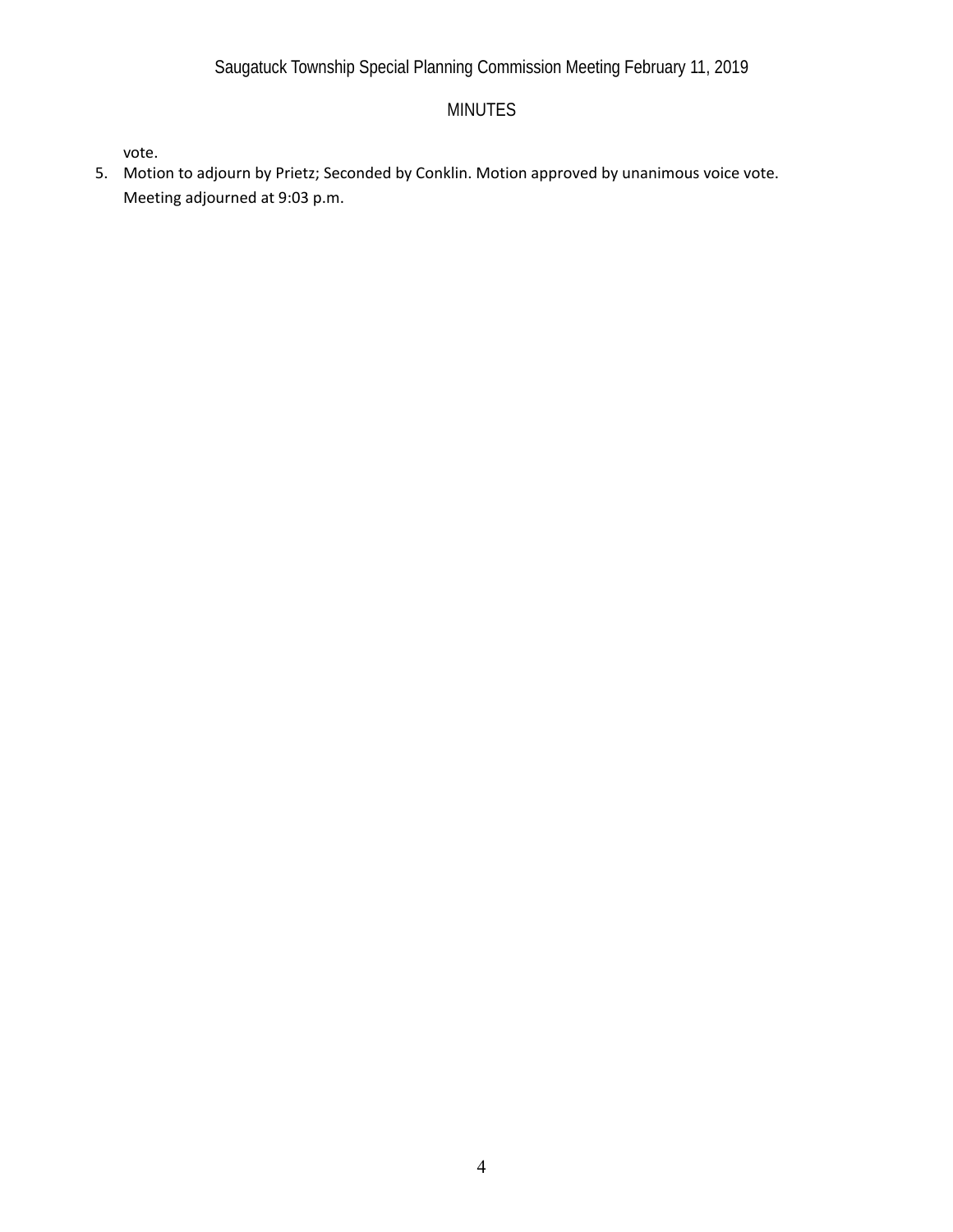vote.

5. Motion to adjourn by Prietz; Seconded by Conklin. Motion approved by unanimous voice vote. Meeting adjourned at 9:03 p.m.